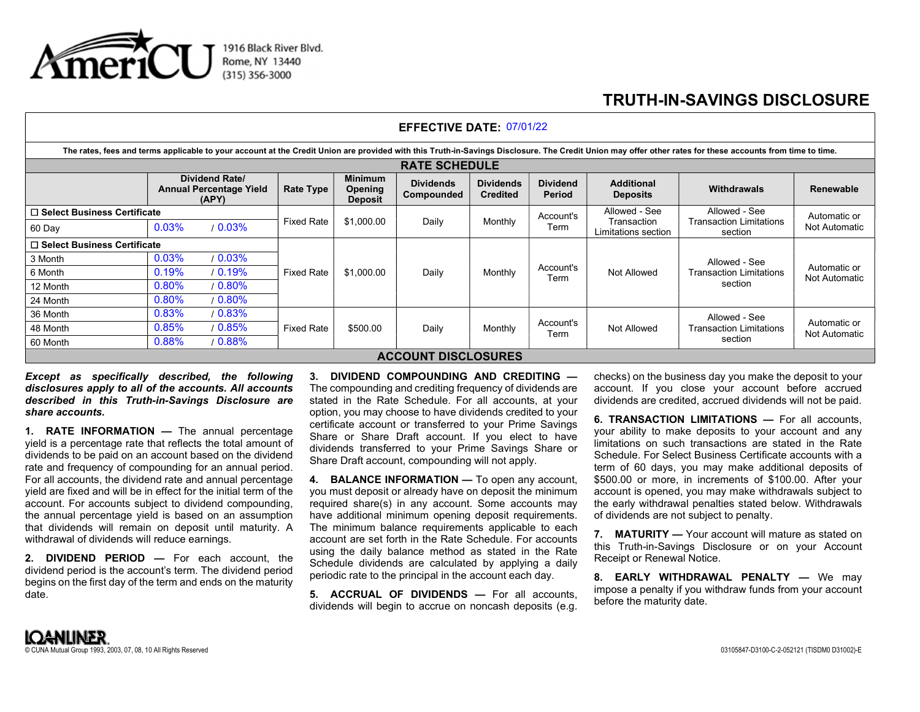AmeriCU
1916 Black River Blvd.
Rome, NY 13440
(315) 356-3000

# TRUTH-IN-SAVINGS DISCLOSURE

**EFFECTIVE DATE:** 07/01/22

**The rates, fees and terms applicable to your account at the Credit Union are provided with this Truth-in-Savings Disclosure. The Credit Union may offer other rates for these accounts from time to time.**

## RATE SCHEDULE

| | Dividend Rate/ Annual Percentage Yield (APY) | Rate Type | Minimum Opening Deposit | Dividends Compounded | Dividends Credited | Dividend Period | Additional Deposits | Withdrawals | Renewable |
|---|---|---|---|---|---|---|---|---|---|
| ☐ **Select Business Certificate** | | | | | | | | | |
| 60 Day | 0.03% / 0.03% | Fixed Rate | $1,000.00 | Daily | Monthly | Account's Term | Allowed - See Transaction Limitations section | Allowed - See Transaction Limitations section | Automatic or Not Automatic |
| ☐ **Select Business Certificate** | | | | | | | | | |
| 3 Month | 0.03% / 0.03% | Fixed Rate | $1,000.00 | Daily | Monthly | Account's Term | Not Allowed | Allowed - See Transaction Limitations section | Automatic or Not Automatic |
| 6 Month | 0.19% / 0.19% | | | | | | | | |
| 12 Month | 0.80% / 0.80% | | | | | | | | |
| 24 Month | 0.80% / 0.80% | | | | | | | | |
| 36 Month | 0.83% / 0.83% | Fixed Rate | $500.00 | Daily | Monthly | Account's Term | Not Allowed | Allowed - See Transaction Limitations section | Automatic or Not Automatic |
| 48 Month | 0.85% / 0.85% | | | | | | | | |
| 60 Month | 0.88% / 0.88% | | | | | | | | |

## ACCOUNT DISCLOSURES

***Except as specifically described, the following disclosures apply to all of the accounts. All accounts described in this Truth-in-Savings Disclosure are share accounts.***

**1. RATE INFORMATION —** The annual percentage yield is a percentage rate that reflects the total amount of dividends to be paid on an account based on the dividend rate and frequency of compounding for an annual period. For all accounts, the dividend rate and annual percentage yield are fixed and will be in effect for the initial term of the account. For accounts subject to dividend compounding, the annual percentage yield is based on an assumption that dividends will remain on deposit until maturity. A withdrawal of dividends will reduce earnings.

**2. DIVIDEND PERIOD —** For each account, the dividend period is the account's term. The dividend period begins on the first day of the term and ends on the maturity date.

**3. DIVIDEND COMPOUNDING AND CREDITING —** The compounding and crediting frequency of dividends are stated in the Rate Schedule. For all accounts, at your option, you may choose to have dividends credited to your certificate account or transferred to your Prime Savings Share or Share Draft account. If you elect to have dividends transferred to your Prime Savings Share or Share Draft account, compounding will not apply.

**4. BALANCE INFORMATION —** To open any account, you must deposit or already have on deposit the minimum required share(s) in any account. Some accounts may have additional minimum opening deposit requirements. The minimum balance requirements applicable to each account are set forth in the Rate Schedule. For accounts using the daily balance method as stated in the Rate Schedule dividends are calculated by applying a daily periodic rate to the principal in the account each day.

**5. ACCRUAL OF DIVIDENDS —** For all accounts, dividends will begin to accrue on noncash deposits (e.g. checks) on the business day you make the deposit to your account. If you close your account before accrued dividends are credited, accrued dividends will not be paid.

**6. TRANSACTION LIMITATIONS —** For all accounts, your ability to make deposits to your account and any limitations on such transactions are stated in the Rate Schedule. For Select Business Certificate accounts with a term of 60 days, you may make additional deposits of $500.00 or more, in increments of $100.00. After your account is opened, you may make withdrawals subject to the early withdrawal penalties stated below. Withdrawals of dividends are not subject to penalty.

**7. MATURITY —** Your account will mature as stated on this Truth-in-Savings Disclosure or on your Account Receipt or Renewal Notice.

**8. EARLY WITHDRAWAL PENALTY —** We may impose a penalty if you withdraw funds from your account before the maturity date.

LOANLINER
© CUNA Mutual Group 1993, 2003, 07, 08, 10 All Rights Reserved

03105847-D3100-C-2-052121 (TISDM0 D31002)-E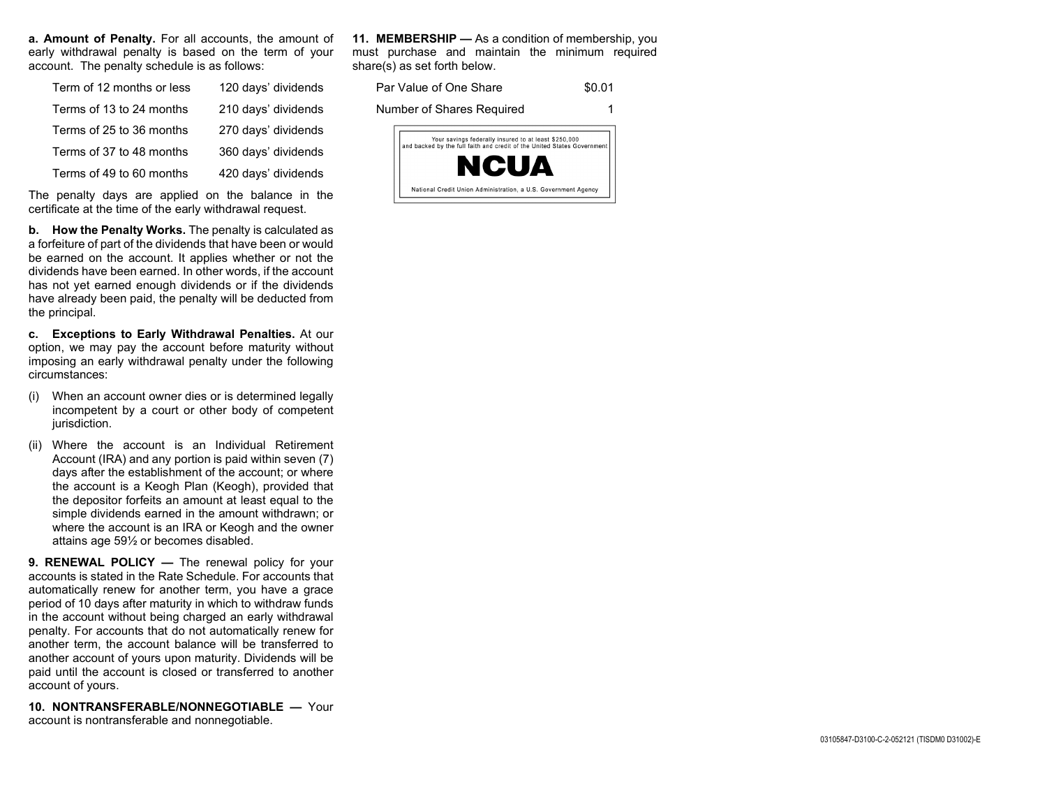**a. Amount of Penalty.** For all accounts, the amount of early withdrawal penalty is based on the term of your account. The penalty schedule is as follows:

| | |
|---|---|
| Term of 12 months or less | 120 days' dividends |
| Terms of 13 to 24 months | 210 days' dividends |
| Terms of 25 to 36 months | 270 days' dividends |
| Terms of 37 to 48 months | 360 days' dividends |
| Terms of 49 to 60 months | 420 days' dividends |

The penalty days are applied on the balance in the certificate at the time of the early withdrawal request.

**b. How the Penalty Works.** The penalty is calculated as a forfeiture of part of the dividends that have been or would be earned on the account. It applies whether or not the dividends have been earned. In other words, if the account has not yet earned enough dividends or if the dividends have already been paid, the penalty will be deducted from the principal.

**c. Exceptions to Early Withdrawal Penalties.** At our option, we may pay the account before maturity without imposing an early withdrawal penalty under the following circumstances:

(i) When an account owner dies or is determined legally incompetent by a court or other body of competent jurisdiction.

(ii) Where the account is an Individual Retirement Account (IRA) and any portion is paid within seven (7) days after the establishment of the account; or where the account is a Keogh Plan (Keogh), provided that the depositor forfeits an amount at least equal to the simple dividends earned in the amount withdrawn; or where the account is an IRA or Keogh and the owner attains age 59½ or becomes disabled.

**9. RENEWAL POLICY —** The renewal policy for your accounts is stated in the Rate Schedule. For accounts that automatically renew for another term, you have a grace period of 10 days after maturity in which to withdraw funds in the account without being charged an early withdrawal penalty. For accounts that do not automatically renew for another term, the account balance will be transferred to another account of yours upon maturity. Dividends will be paid until the account is closed or transferred to another account of yours.

**10. NONTRANSFERABLE/NONNEGOTIABLE —** Your account is nontransferable and nonnegotiable.

**11. MEMBERSHIP —** As a condition of membership, you must purchase and maintain the minimum required share(s) as set forth below.

| | |
|---|---|
| Par Value of One Share | $0.01 |
| Number of Shares Required | 1 |

Your savings federally insured to at least $250,000
and backed by the full faith and credit of the United States Government

**NCUA**

National Credit Union Administration, a U.S. Government Agency

03105847-D3100-C-2-052121 (TISDM0 D31002)-E